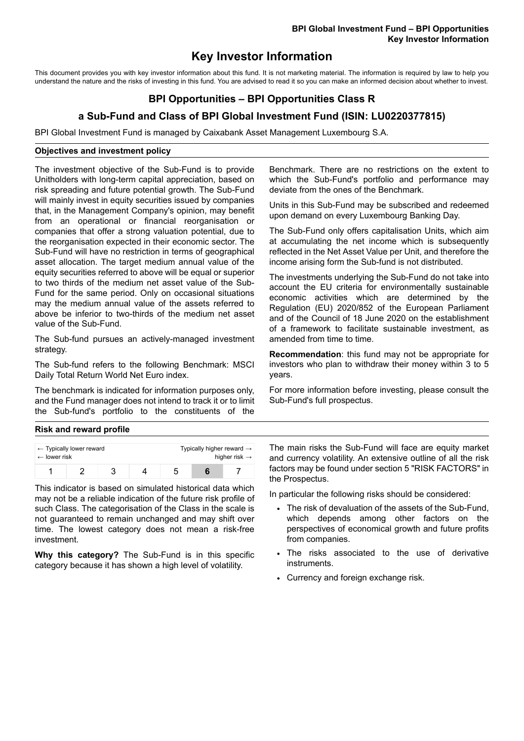# Key Investor Information

This document provides you with key investor information about this fund. It is not marketing material. The information is required by law to help you understand the nature and the risks of investing in this fund. You are advised to read it so you can make an informed decision about whether to invest.

## BPI Opportunities – BPI Opportunities Class R

## a Sub-Fund and Class of BPI Global Investment Fund (ISIN: LU0220377815)

BPI Global Investment Fund is managed by Caixabank Asset Management Luxembourg S.A.

### Objectives and investment policy

The investment objective of the Sub-Fund is to provide Unitholders with long-term capital appreciation, based on risk spreading and future potential growth. The Sub-Fund will mainly invest in equity securities issued by companies that, in the Management Company's opinion, may benefit from an operational or financial reorganisation or companies that offer a strong valuation potential, due to the reorganisation expected in their economic sector. The Sub-Fund will have no restriction in terms of geographical asset allocation. The target medium annual value of the equity securities referred to above will be equal or superior to two thirds of the medium net asset value of the Sub-Fund for the same period. Only on occasional situations may the medium annual value of the assets referred to above be inferior to two-thirds of the medium net asset value of the Sub-Fund.

The Sub-fund pursues an actively-managed investment strategy.

The Sub-fund refers to the following Benchmark: MSCI Daily Total Return World Net Euro index.

The benchmark is indicated for information purposes only, and the Fund manager does not intend to track it or to limit the Sub-fund's portfolio to the constituents of the Benchmark. There are no restrictions on the extent to which the Sub-Fund's portfolio and performance may deviate from the ones of the Benchmark.

Units in this Sub-Fund may be subscribed and redeemed upon demand on every Luxembourg Banking Day.

The Sub-Fund only offers capitalisation Units, which aim at accumulating the net income which is subsequently reflected in the Net Asset Value per Unit, and therefore the income arising form the Sub-fund is not distributed.

The investments underlying the Sub-Fund do not take into account the EU criteria for environmentally sustainable economic activities which are determined by the Regulation (EU) 2020/852 of the European Parliament and of the Council of 18 June 2020 on the establishment of a framework to facilitate sustainable investment, as amended from time to time.

**Recommendation**: this fund may not be appropriate for investors who plan to withdraw their money within 3 to 5 years.

For more information before investing, please consult the Sub-Fund's full prospectus.

### Risk and reward profile

| ← Typically lower reward ← lower risk | | | | | | Typically higher reward → higher risk → |
|---|---|---|---|---|---|---|
| 1 | 2 | 3 | 4 | 5 | **6** | 7 |

This indicator is based on simulated historical data which may not be a reliable indication of the future risk profile of such Class. The categorisation of the Class in the scale is not guaranteed to remain unchanged and may shift over time. The lowest category does not mean a risk-free investment.

**Why this category?** The Sub-Fund is in this specific category because it has shown a high level of volatility.

The main risks the Sub-Fund will face are equity market and currency volatility. An extensive outline of all the risk factors may be found under section 5 "RISK FACTORS" in the Prospectus.

In particular the following risks should be considered:

- The risk of devaluation of the assets of the Sub-Fund, which depends among other factors on the perspectives of economical growth and future profits from companies.
- The risks associated to the use of derivative instruments.
- Currency and foreign exchange risk.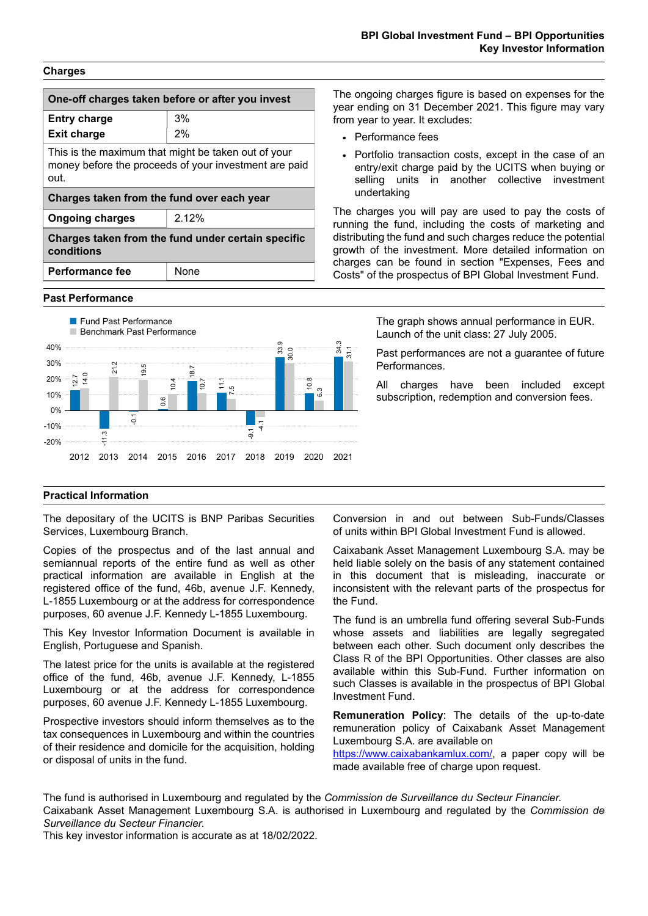## Charges

| One-off charges taken before or after you invest | |
|---|---|
| **Entry charge** | 3% |
| **Exit charge** | 2% |
| This is the maximum that might be taken out of your money before the proceeds of your investment are paid out. | |
| **Charges taken from the fund over each year** | |
| **Ongoing charges** | 2.12% |
| **Charges taken from the fund under certain specific conditions** | |
| **Performance fee** | None |

The ongoing charges figure is based on expenses for the year ending on 31 December 2021. This figure may vary from year to year. It excludes:

- Performance fees
- Portfolio transaction costs, except in the case of an entry/exit charge paid by the UCITS when buying or selling units in another collective investment undertaking

The charges you will pay are used to pay the costs of running the fund, including the costs of marketing and distributing the fund and such charges reduce the potential growth of the investment. More detailed information on charges can be found in section "Expenses, Fees and Costs" of the prospectus of BPI Global Investment Fund.

## Past Performance

Fund Past Performance
Benchmark Past Performance

40%
30%
20%
10%
0%
-10%
-20%

2012: 12.7, 14.0
2013: -11.3, 21.2
2014: -0.1, 19.5
2015: 0.6, 10.4
2016: 18.7, 10.7
2017: 11.1, 7.5
2018: -9.1, -4.1
2019: 33.9, 30.0
2020: 10.8, 6.3
2021: 34.3, 31.1

The graph shows annual performance in EUR. Launch of the unit class: 27 July 2005.

Past performances are not a guarantee of future Performances.

All charges have been included except subscription, redemption and conversion fees.

## Practical Information

The depositary of the UCITS is BNP Paribas Securities Services, Luxembourg Branch.

Copies of the prospectus and of the last annual and semiannual reports of the entire fund as well as other practical information are available in English at the registered office of the fund, 46b, avenue J.F. Kennedy, L-1855 Luxembourg or at the address for correspondence purposes, 60 avenue J.F. Kennedy L-1855 Luxembourg.

This Key Investor Information Document is available in English, Portuguese and Spanish.

The latest price for the units is available at the registered office of the fund, 46b, avenue J.F. Kennedy, L-1855 Luxembourg or at the address for correspondence purposes, 60 avenue J.F. Kennedy L-1855 Luxembourg.

Prospective investors should inform themselves as to the tax consequences in Luxembourg and within the countries of their residence and domicile for the acquisition, holding or disposal of units in the fund.

Conversion in and out between Sub-Funds/Classes of units within BPI Global Investment Fund is allowed.

Caixabank Asset Management Luxembourg S.A. may be held liable solely on the basis of any statement contained in this document that is misleading, inaccurate or inconsistent with the relevant parts of the prospectus for the Fund.

The fund is an umbrella fund offering several Sub-Funds whose assets and liabilities are legally segregated between each other. Such document only describes the Class R of the BPI Opportunities. Other classes are also available within this Sub-Fund. Further information on such Classes is available in the prospectus of BPI Global Investment Fund.

**Remuneration Policy**: The details of the up-to-date remuneration policy of Caixabank Asset Management Luxembourg S.A. are available on https://www.caixabankamlux.com/, a paper copy will be made available free of charge upon request.

The fund is authorised in Luxembourg and regulated by the *Commission de Surveillance du Secteur Financier*.
Caixabank Asset Management Luxembourg S.A. is authorised in Luxembourg and regulated by the *Commission de Surveillance du Secteur Financier*.
This key investor information is accurate as at 18/02/2022.